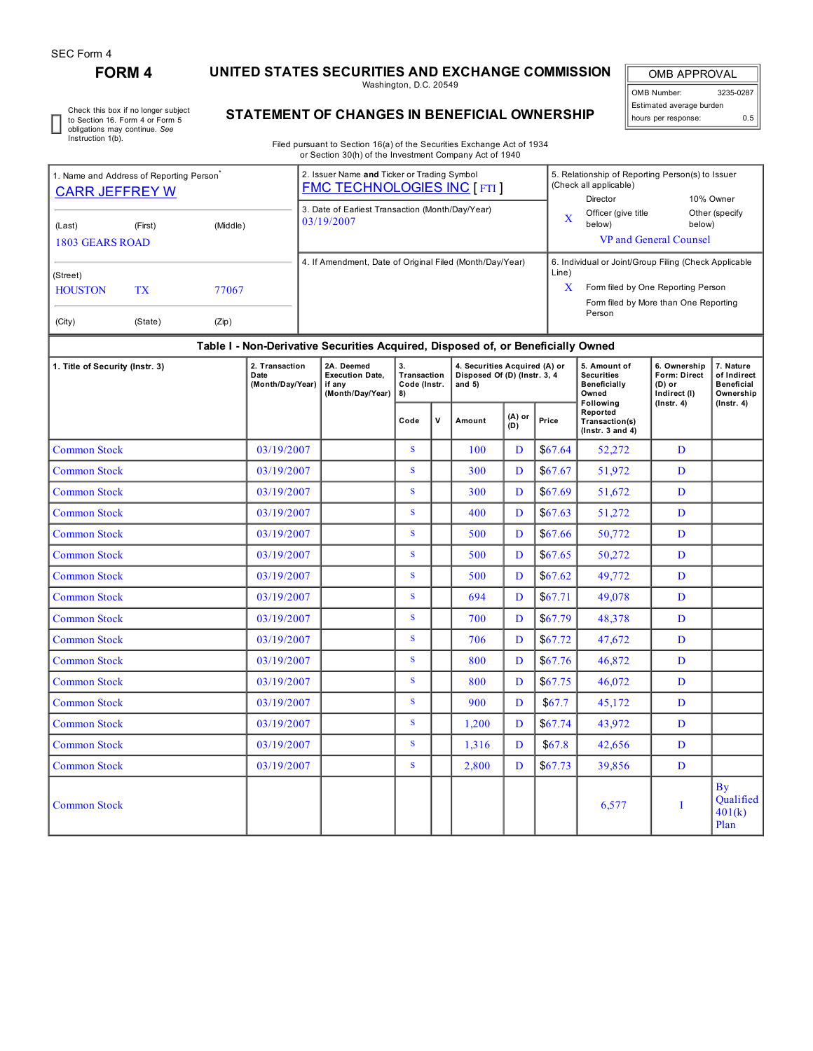SEC Form 4

# FORM 4

## UNITED STATES SECURITIES AND EXCHANGE COMMISSION

Washington, D.C. 20549

## STATEMENT OF CHANGES IN BENEFICIAL OWNERSHIP

Filed pursuant to Section 16(a) of the Securities Exchange Act of 1934 or Section 30(h) of the Investment Company Act of 1940

| OMB APPROVAL | |
|---|---|
| OMB Number: | 3235-0287 |
| Estimated average burden hours per response: | 0.5 |

☐ Check this box if no longer subject to Section 16. Form 4 or Form 5 obligations may continue. *See* Instruction 1(b).

| 1. Name and Address of Reporting Person* | 2. Issuer Name **and** Ticker or Trading Symbol | 5. Relationship of Reporting Person(s) to Issuer (Check all applicable) |
|---|---|---|
| CARR JEFFREY W | FMC TECHNOLOGIES INC [ FTI ] | Director / 10% Owner |
| (Last) (First) (Middle) | 3. Date of Earliest Transaction (Month/Day/Year) | X Officer (give title below) / Other (specify below) |
| 1803 GEARS ROAD | 03/19/2007 | VP and General Counsel |
| (Street) | 4. If Amendment, Date of Original Filed (Month/Day/Year) | 6. Individual or Joint/Group Filing (Check Applicable Line) |
| HOUSTON TX 77067 | | X Form filed by One Reporting Person |
| (City) (State) (Zip) | | Form filed by More than One Reporting Person |

**Table I - Non-Derivative Securities Acquired, Disposed of, or Beneficially Owned**

| 1. Title of Security (Instr. 3) | 2. Transaction Date (Month/Day/Year) | 2A. Deemed Execution Date, if any (Month/Day/Year) | 3. Transaction Code (Instr. 8) | | 4. Securities Acquired (A) or Disposed Of (D) (Instr. 3, 4 and 5) | | | 5. Amount of Securities Beneficially Owned Following Reported Transaction(s) (Instr. 3 and 4) | 6. Ownership Form: Direct (D) or Indirect (I) (Instr. 4) | 7. Nature of Indirect Beneficial Ownership (Instr. 4) |
|---|---|---|---|---|---|---|---|---|---|---|
| | | | Code | V | Amount | (A) or (D) | Price | | | |
| Common Stock | 03/19/2007 | | S | | 100 | D | $67.64 | 52,272 | D | |
| Common Stock | 03/19/2007 | | S | | 300 | D | $67.67 | 51,972 | D | |
| Common Stock | 03/19/2007 | | S | | 300 | D | $67.69 | 51,672 | D | |
| Common Stock | 03/19/2007 | | S | | 400 | D | $67.63 | 51,272 | D | |
| Common Stock | 03/19/2007 | | S | | 500 | D | $67.66 | 50,772 | D | |
| Common Stock | 03/19/2007 | | S | | 500 | D | $67.65 | 50,272 | D | |
| Common Stock | 03/19/2007 | | S | | 500 | D | $67.62 | 49,772 | D | |
| Common Stock | 03/19/2007 | | S | | 694 | D | $67.71 | 49,078 | D | |
| Common Stock | 03/19/2007 | | S | | 700 | D | $67.79 | 48,378 | D | |
| Common Stock | 03/19/2007 | | S | | 706 | D | $67.72 | 47,672 | D | |
| Common Stock | 03/19/2007 | | S | | 800 | D | $67.76 | 46,872 | D | |
| Common Stock | 03/19/2007 | | S | | 800 | D | $67.75 | 46,072 | D | |
| Common Stock | 03/19/2007 | | S | | 900 | D | $67.7 | 45,172 | D | |
| Common Stock | 03/19/2007 | | S | | 1,200 | D | $67.74 | 43,972 | D | |
| Common Stock | 03/19/2007 | | S | | 1,316 | D | $67.8 | 42,656 | D | |
| Common Stock | 03/19/2007 | | S | | 2,800 | D | $67.73 | 39,856 | D | |
| Common Stock | | | | | | | | 6,577 | I | By Qualified 401(k) Plan |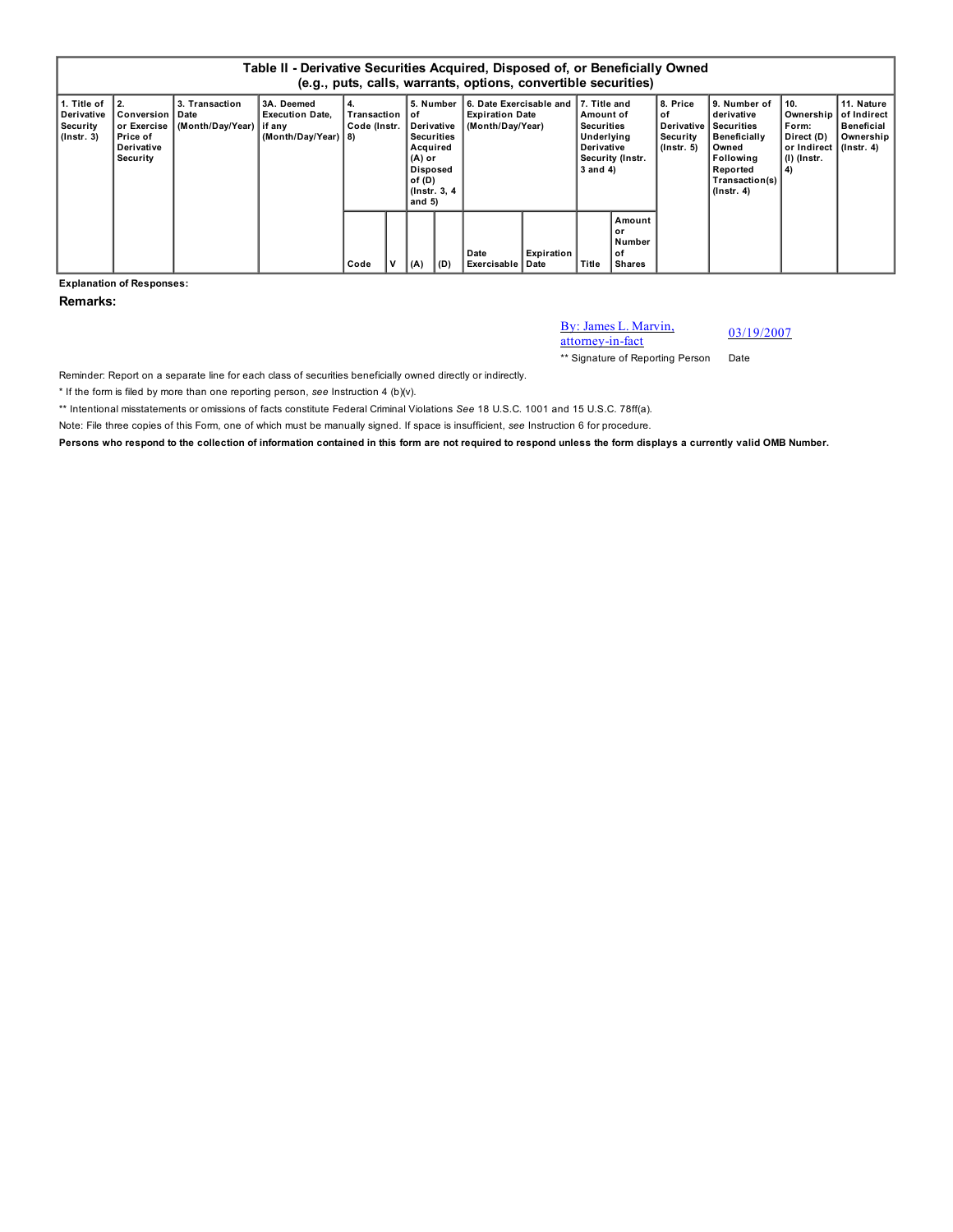| Table II - Derivative Securities Acquired, Disposed of, or Beneficially Owned (e.g., puts, calls, warrants, options, convertible securities) | | | | | | | | | | | | | | | |
|---|---|---|---|---|---|---|---|---|---|---|---|---|---|---|---|
| 1. Title of Derivative Security (Instr. 3) | 2. Conversion or Exercise Price of Derivative Security | 3. Transaction Date (Month/Day/Year) | 3A. Deemed Execution Date, if any (Month/Day/Year) | 4. Transaction Code (Instr. 8) | | 5. Number of Derivative Securities Acquired (A) or Disposed of (D) (Instr. 3, 4 and 5) | | 6. Date Exercisable and Expiration Date (Month/Day/Year) | | 7. Title and Amount of Securities Underlying Derivative Security (Instr. 3 and 4) | | 8. Price of Derivative Security (Instr. 5) | 9. Number of derivative Securities Beneficially Owned Following Reported Transaction(s) (Instr. 4) | 10. Ownership Form: Direct (D) or Indirect (I) (Instr. 4) | 11. Nature of Indirect Beneficial Ownership (Instr. 4) |
| | | | | Code | V | (A) | (D) | Date Exercisable | Expiration Date | Title | Amount or Number of Shares | | | | |

**Explanation of Responses:**

**Remarks:**

By: James L. Marvin, attorney-in-fact — 03/19/2007

** Signature of Reporting Person — Date

Reminder: Report on a separate line for each class of securities beneficially owned directly or indirectly.

* If the form is filed by more than one reporting person, *see* Instruction 4 (b)(v).

** Intentional misstatements or omissions of facts constitute Federal Criminal Violations *See* 18 U.S.C. 1001 and 15 U.S.C. 78ff(a).

Note: File three copies of this Form, one of which must be manually signed. If space is insufficient, *see* Instruction 6 for procedure.

**Persons who respond to the collection of information contained in this form are not required to respond unless the form displays a currently valid OMB Number.**